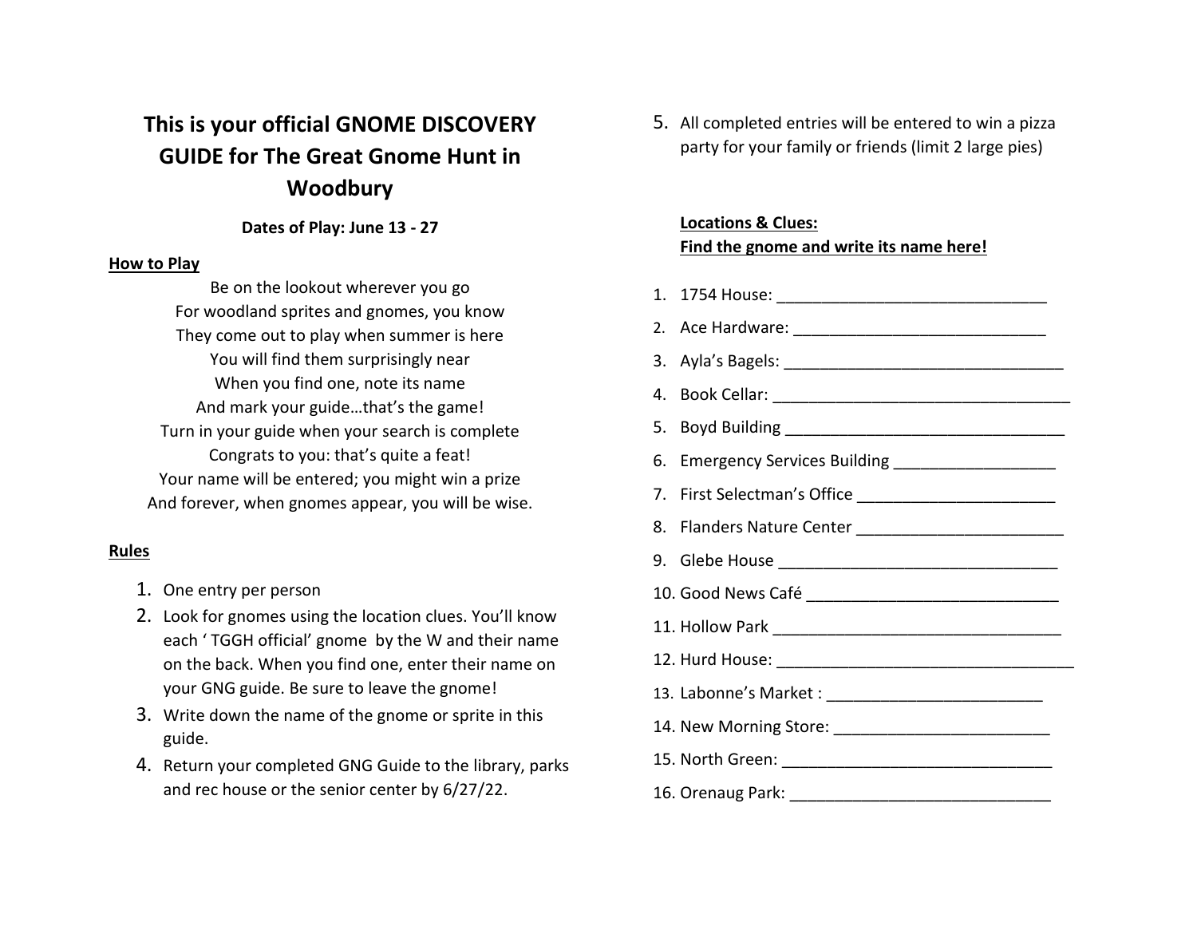# This is your official GNOME DISCOVERY GUIDE for The Great Gnome Hunt in Woodbury

**Dates of Play: June 13 - 27**

**How to Play**

Be on the lookout wherever you go
For woodland sprites and gnomes, you know
They come out to play when summer is here
You will find them surprisingly near
When you find one, note its name
And mark your guide…that's the game!
Turn in your guide when your search is complete
Congrats to you: that's quite a feat!
Your name will be entered; you might win a prize
And forever, when gnomes appear, you will be wise.

**Rules**

1. One entry per person
2. Look for gnomes using the location clues. You'll know each ' TGGH official' gnome by the W and their name on the back. When you find one, enter their name on your GNG guide. Be sure to leave the gnome!
3. Write down the name of the gnome or sprite in this guide.
4. Return your completed GNG Guide to the library, parks and rec house or the senior center by 6/27/22.
5. All completed entries will be entered to win a pizza party for your family or friends (limit 2 large pies)

**Locations & Clues:**
**Find the gnome and write its name here!**

1. 1754 House: ______________________________
2. Ace Hardware: ____________________________
3. Ayla's Bagels: ________________________________
4. Book Cellar: __________________________________
5. Boyd Building _______________________________
6. Emergency Services Building __________________
7. First Selectman's Office ______________________
8. Flanders Nature Center _______________________
9. Glebe House _______________________________
10. Good News Café ____________________________
11. Hollow Park ________________________________
12. Hurd House: _________________________________
13. Labonne's Market : ________________________
14. New Morning Store: ________________________
15. North Green: ______________________________
16. Orenaug Park: ______________________________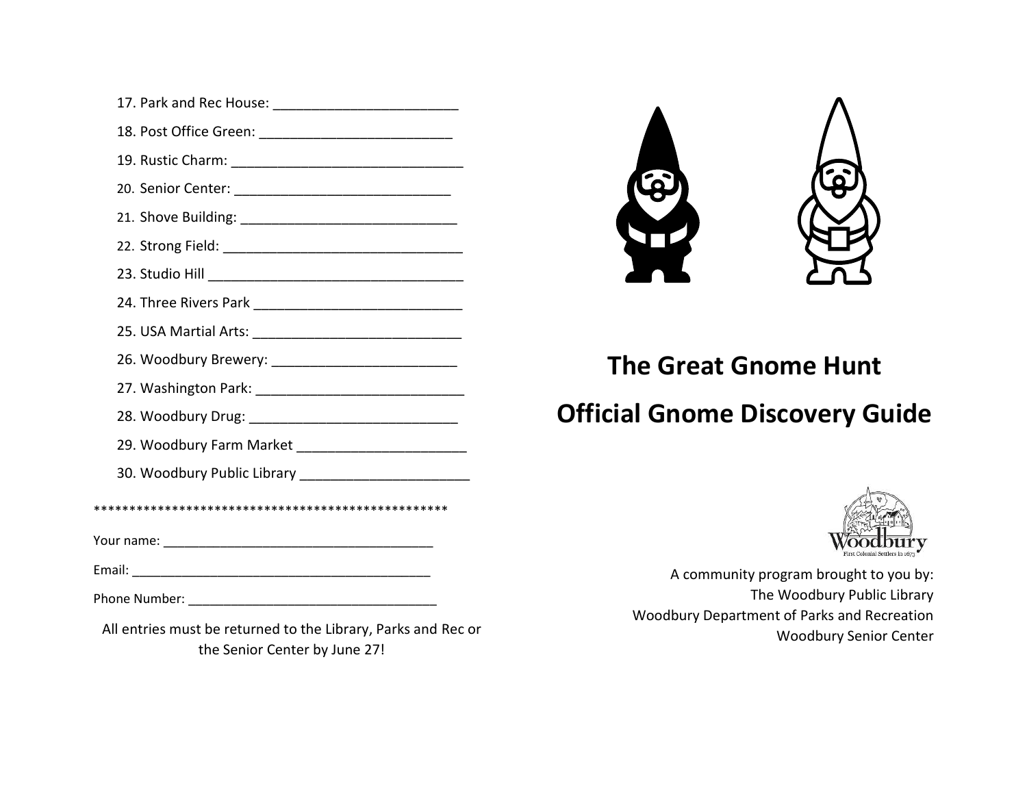17. Park and Rec House: ________________________

18. Post Office Green: ________________________

19. Rustic Charm: ______________________________

20. Senior Center: ____________________________

21. Shove Building: ____________________________

22. Strong Field: _______________________________

23. Studio Hill _________________________________

24. Three Rivers Park ___________________________

25. USA Martial Arts: ___________________________

26. Woodbury Brewery: ________________________

27. Washington Park: ___________________________

28. Woodbury Drug: ___________________________

29. Woodbury Farm Market ______________________

30. Woodbury Public Library ______________________

***************************************************

Your name: _____________________________________

Email: __________________________________________

Phone Number: __________________________________

All entries must be returned to the Library, Parks and Rec or the Senior Center by June 27!

# The Great Gnome Hunt

# Official Gnome Discovery Guide

Woodbury
First Colonial Settlers in 1673

A community program brought to you by:
The Woodbury Public Library
Woodbury Department of Parks and Recreation
Woodbury Senior Center